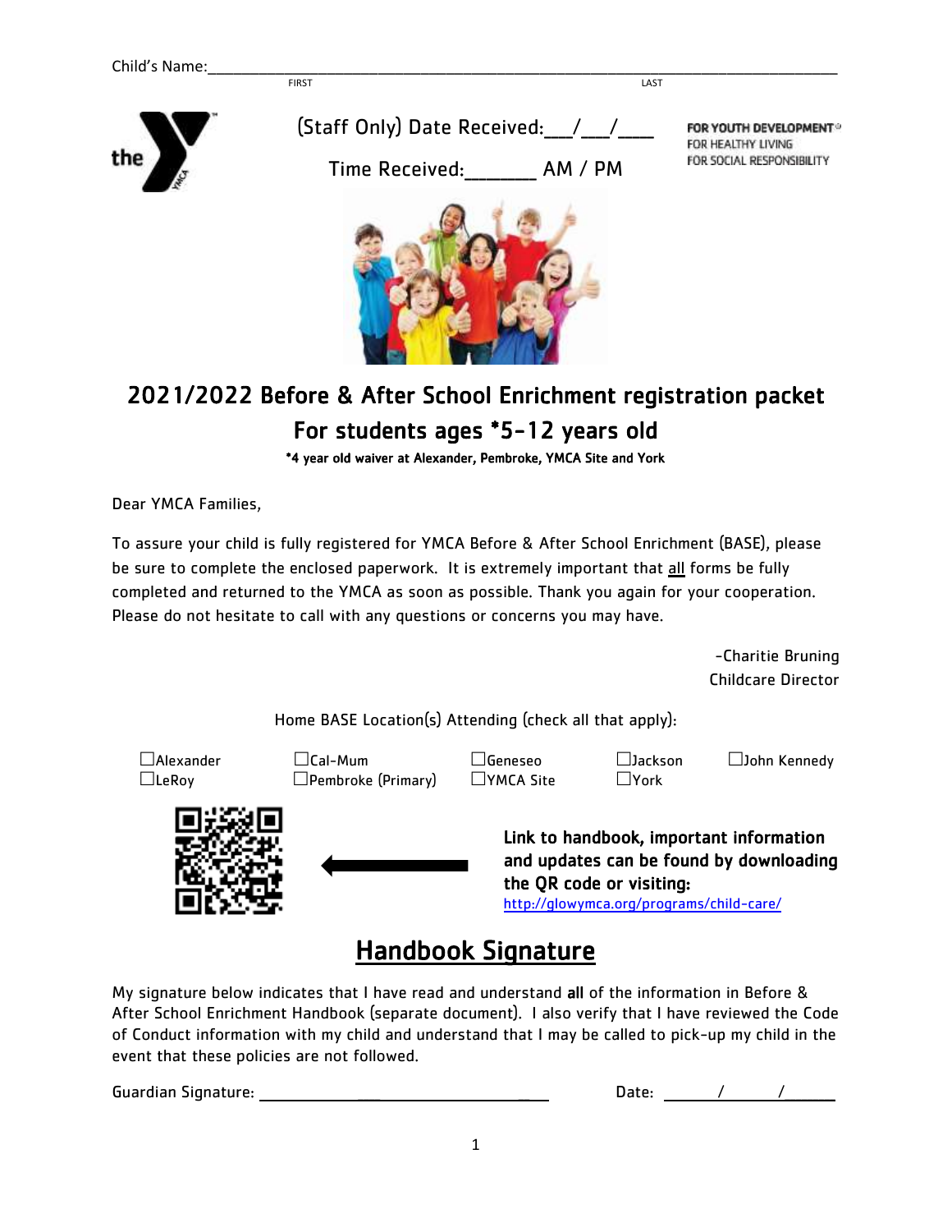Child's Name:\_\_\_\_\_\_\_\_\_\_\_\_\_\_\_\_\_\_\_\_\_\_\_\_\_\_\_\_\_\_\_\_\_\_\_\_\_\_\_\_\_\_\_\_\_\_\_\_\_\_\_\_\_\_\_\_\_\_\_\_\_\_\_\_
FIRST LAST

(Staff Only) Date Received:\_\_\_/\_\_\_/\_\_\_\_

Time Received:\_\_\_\_\_\_\_ AM / PM

FOR YOUTH DEVELOPMENT
FOR HEALTHY LIVING
FOR SOCIAL RESPONSIBILITY

# 2021/2022 Before & After School Enrichment registration packet

## For students ages *5-12 years old

*4 year old waiver at Alexander, Pembroke, YMCA Site and York

Dear YMCA Families,

To assure your child is fully registered for YMCA Before & After School Enrichment (BASE), please be sure to complete the enclosed paperwork. It is extremely important that all forms be fully completed and returned to the YMCA as soon as possible. Thank you again for your cooperation. Please do not hesitate to call with any questions or concerns you may have.

-Charitie Bruning
Childcare Director

Home BASE Location(s) Attending (check all that apply):

☐Alexander ☐Cal-Mum ☐Geneseo ☐Jackson ☐John Kennedy
☐LeRoy ☐Pembroke (Primary) ☐YMCA Site ☐York

**Link to handbook, important information and updates can be found by downloading the QR code or visiting:**
http://glowymca.org/programs/child-care/

## Handbook Signature

My signature below indicates that I have read and understand **all** of the information in Before & After School Enrichment Handbook (separate document). I also verify that I have reviewed the Code of Conduct information with my child and understand that I may be called to pick-up my child in the event that these policies are not followed.

Guardian Signature: \_\_\_\_\_\_\_\_\_\_\_\_\_\_\_\_\_\_\_\_\_\_\_\_\_\_\_\_\_\_\_\_\_\_ Date: \_\_\_\_\_\_/\_\_\_\_\_\_/\_\_\_\_\_\_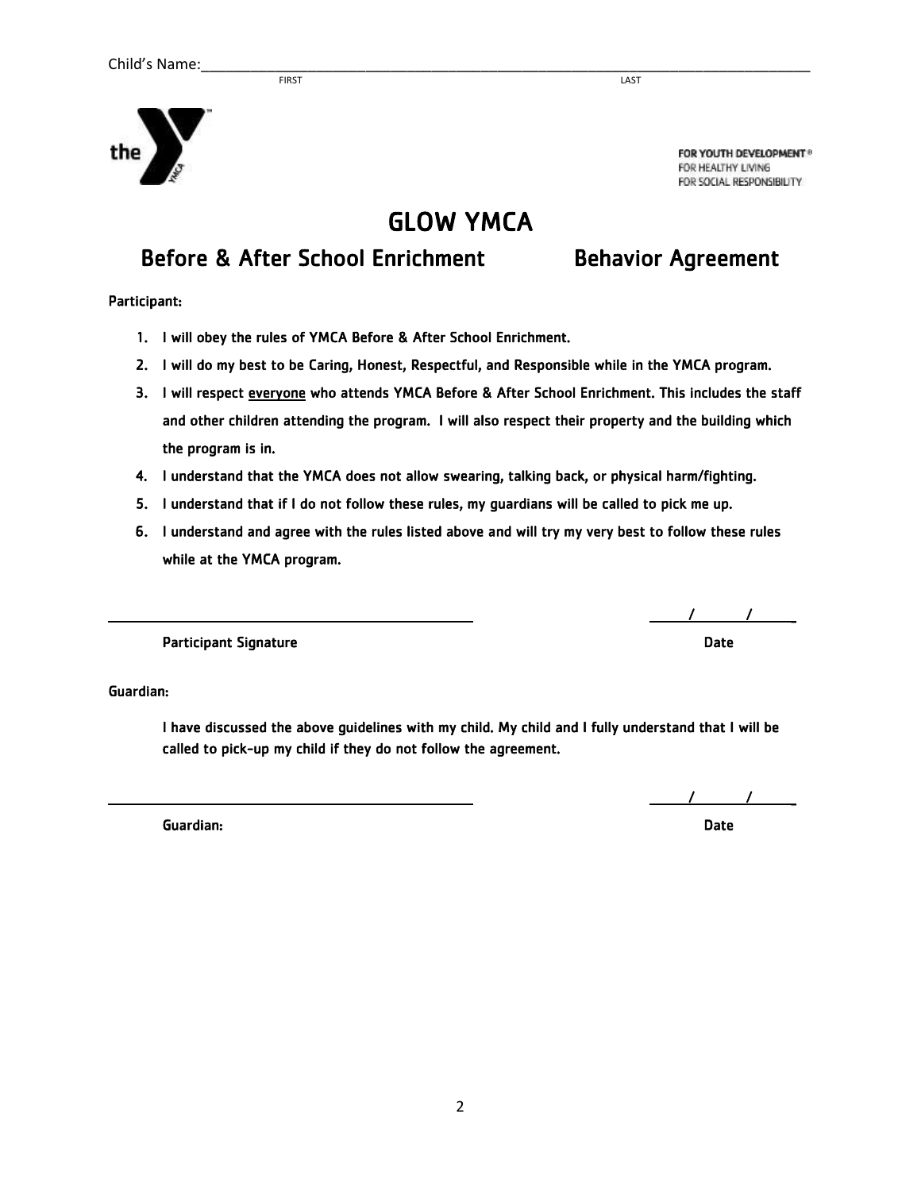Child's Name:\_\_\_\_\_\_\_\_\_\_\_\_\_\_\_\_\_\_\_\_\_\_\_\_\_\_\_\_\_\_\_\_\_\_\_\_\_\_\_\_\_\_\_\_\_\_\_\_\_\_\_\_\_\_\_\_\_\_\_\_\_\_\_\_\_\_\_\_

FIRST LAST

FOR YOUTH DEVELOPMENT®
FOR HEALTHY LIVING
FOR SOCIAL RESPONSIBILITY

# GLOW YMCA

## Before & After School Enrichment Behavior Agreement

**Participant:**

1. I will obey the rules of YMCA Before & After School Enrichment.
2. I will do my best to be Caring, Honest, Respectful, and Responsible while in the YMCA program.
3. I will respect <u>everyone</u> who attends YMCA Before & After School Enrichment. This includes the staff and other children attending the program. I will also respect their property and the building which the program is in.
4. I understand that the YMCA does not allow swearing, talking back, or physical harm/fighting.
5. I understand that if I do not follow these rules, my guardians will be called to pick me up.
6. I understand and agree with the rules listed above and will try my very best to follow these rules while at the YMCA program.

\_\_\_\_\_\_\_\_\_\_\_\_\_\_\_\_\_\_\_\_\_\_\_\_\_\_\_\_\_\_\_\_\_\_\_\_ \_\_\_\_/\_\_\_\_/\_\_\_\_

Participant Signature Date

**Guardian:**

I have discussed the above guidelines with my child. My child and I fully understand that I will be called to pick-up my child if they do not follow the agreement.

\_\_\_\_\_\_\_\_\_\_\_\_\_\_\_\_\_\_\_\_\_\_\_\_\_\_\_\_\_\_\_\_\_\_\_\_ \_\_\_\_/\_\_\_\_/\_\_\_\_

Guardian: Date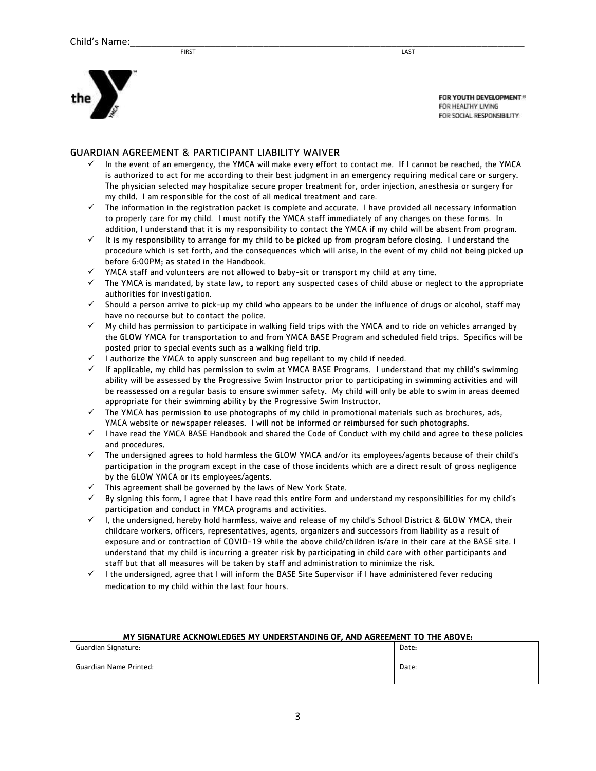Child's Name:___________________________________________________________

FIRST LAST

FOR YOUTH DEVELOPMENT®
FOR HEALTHY LIVING
FOR SOCIAL RESPONSIBILITY

## GUARDIAN AGREEMENT & PARTICIPANT LIABILITY WAIVER

- ✓ In the event of an emergency, the YMCA will make every effort to contact me. If I cannot be reached, the YMCA is authorized to act for me according to their best judgment in an emergency requiring medical care or surgery. The physician selected may hospitalize secure proper treatment for, order injection, anesthesia or surgery for my child. I am responsible for the cost of all medical treatment and care.
- ✓ The information in the registration packet is complete and accurate. I have provided all necessary information to properly care for my child. I must notify the YMCA staff immediately of any changes on these forms. In addition, I understand that it is my responsibility to contact the YMCA if my child will be absent from program.
- ✓ It is my responsibility to arrange for my child to be picked up from program before closing. I understand the procedure which is set forth, and the consequences which will arise, in the event of my child not being picked up before 6:00PM; as stated in the Handbook.
- ✓ YMCA staff and volunteers are not allowed to baby-sit or transport my child at any time.
- ✓ The YMCA is mandated, by state law, to report any suspected cases of child abuse or neglect to the appropriate authorities for investigation.
- ✓ Should a person arrive to pick-up my child who appears to be under the influence of drugs or alcohol, staff may have no recourse but to contact the police.
- ✓ My child has permission to participate in walking field trips with the YMCA and to ride on vehicles arranged by the GLOW YMCA for transportation to and from YMCA BASE Program and scheduled field trips. Specifics will be posted prior to special events such as a walking field trip.
- ✓ I authorize the YMCA to apply sunscreen and bug repellant to my child if needed.
- ✓ If applicable, my child has permission to swim at YMCA BASE Programs. I understand that my child's swimming ability will be assessed by the Progressive Swim Instructor prior to participating in swimming activities and will be reassessed on a regular basis to ensure swimmer safety. My child will only be able to swim in areas deemed appropriate for their swimming ability by the Progressive Swim Instructor.
- ✓ The YMCA has permission to use photographs of my child in promotional materials such as brochures, ads, YMCA website or newspaper releases. I will not be informed or reimbursed for such photographs.
- ✓ I have read the YMCA BASE Handbook and shared the Code of Conduct with my child and agree to these policies and procedures.
- ✓ The undersigned agrees to hold harmless the GLOW YMCA and/or its employees/agents because of their child's participation in the program except in the case of those incidents which are a direct result of gross negligence by the GLOW YMCA or its employees/agents.
- ✓ This agreement shall be governed by the laws of New York State.
- ✓ By signing this form, I agree that I have read this entire form and understand my responsibilities for my child's participation and conduct in YMCA programs and activities.
- ✓ I, the undersigned, hereby hold harmless, waive and release of my child's School District & GLOW YMCA, their childcare workers, officers, representatives, agents, organizers and successors from liability as a result of exposure and or contraction of COVID-19 while the above child/children is/are in their care at the BASE site. I understand that my child is incurring a greater risk by participating in child care with other participants and staff but that all measures will be taken by staff and administration to minimize the risk.
- ✓ I the undersigned, agree that I will inform the BASE Site Supervisor if I have administered fever reducing medication to my child within the last four hours.

**MY SIGNATURE ACKNOWLEDGES MY UNDERSTANDING OF, AND AGREEMENT TO THE ABOVE:**

| Guardian Signature: | Date: |
|---|---|
| Guardian Name Printed: | Date: |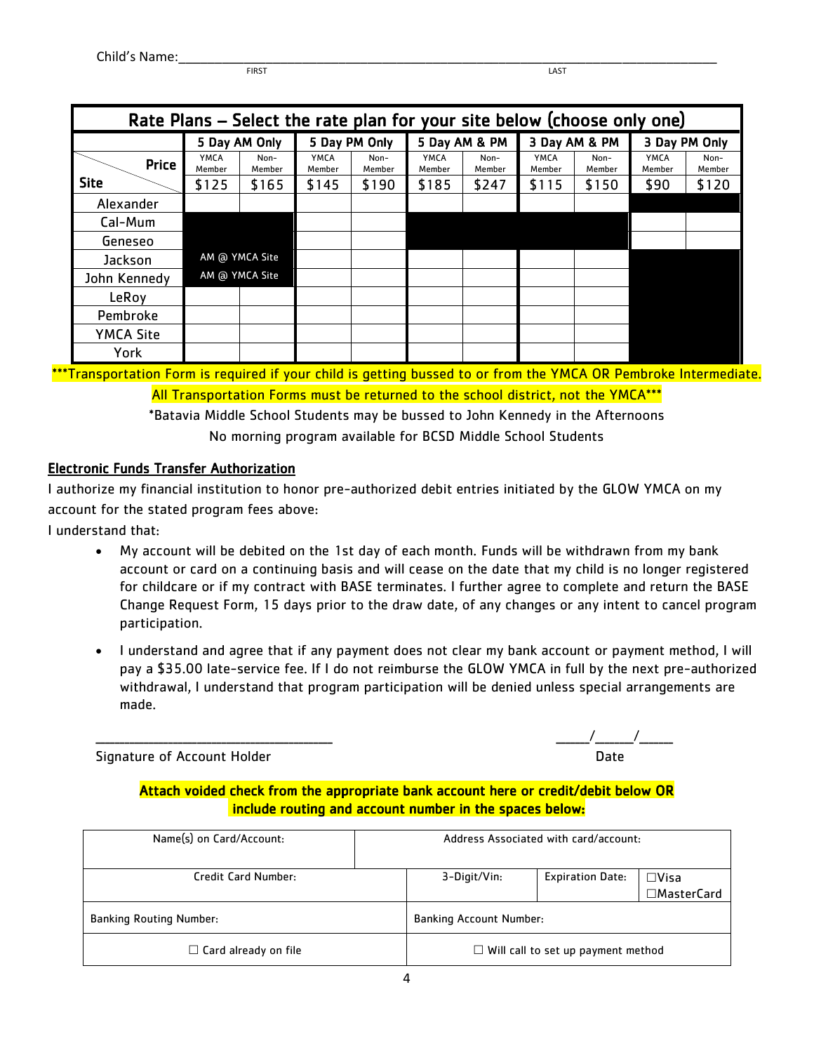Child's Name:\_\_\_\_\_\_\_\_\_\_\_\_\_\_\_\_\_\_\_\_\_\_\_\_\_\_\_\_\_\_\_\_\_\_\_\_\_\_\_\_\_\_\_\_\_\_\_\_\_\_\_\_\_\_\_\_\_\_\_\_\_\_\_\_\_\_\_\_
FIRST LAST

**Rate Plans – Select the rate plan for your site below (choose only one)**

| Site \ Price | 5 Day AM Only | | 5 Day PM Only | | 5 Day AM & PM | | 3 Day AM & PM | | 3 Day PM Only | |
|---|---|---|---|---|---|---|---|---|---|---|
| | YMCA Member | Non-Member | YMCA Member | Non-Member | YMCA Member | Non-Member | YMCA Member | Non-Member | YMCA Member | Non-Member |
| | $125 | $165 | $145 | $190 | $185 | $247 | $115 | $150 | $90 | $120 |
| Alexander | | | | | | | | | ■ | ■ |
| Cal-Mum | ■ | ■ | | | ■ | ■ | ■ | ■ | | |
| Geneseo | ■ | ■ | | | ■ | ■ | ■ | ■ | | |
| Jackson | AM @ YMCA Site | | | | | | | | ■ | ■ |
| John Kennedy | AM @ YMCA Site | | | | | | | | ■ | ■ |
| LeRoy | | | | | | | | | ■ | ■ |
| Pembroke | | | | | | | | | ■ | ■ |
| YMCA Site | | | | | | | | | ■ | ■ |
| York | | | | | | | | | ■ | ■ |

***Transportation Form is required if your child is getting bussed to or from the YMCA OR Pembroke Intermediate. All Transportation Forms must be returned to the school district, not the YMCA***

*Batavia Middle School Students may be bussed to John Kennedy in the Afternoons

No morning program available for BCSD Middle School Students

## Electronic Funds Transfer Authorization

I authorize my financial institution to honor pre-authorized debit entries initiated by the GLOW YMCA on my account for the stated program fees above:

I understand that:

- My account will be debited on the 1st day of each month. Funds will be withdrawn from my bank account or card on a continuing basis and will cease on the date that my child is no longer registered for childcare or if my contract with BASE terminates. I further agree to complete and return the BASE Change Request Form, 15 days prior to the draw date, of any changes or any intent to cancel program participation.
- I understand and agree that if any payment does not clear my bank account or payment method, I will pay a $35.00 late-service fee. If I do not reimburse the GLOW YMCA in full by the next pre-authorized withdrawal, I understand that program participation will be denied unless special arrangements are made.

\_\_\_\_\_\_\_\_\_\_\_\_\_\_\_\_\_\_\_\_\_\_\_\_\_\_\_\_\_\_\_\_\_\_\_\_ \_\_\_\_\_/\_\_\_\_\_/\_\_\_\_\_
Signature of Account Holder Date

**Attach voided check from the appropriate bank account here or credit/debit below OR include routing and account number in the spaces below:**

| Name(s) on Card/Account: | Address Associated with card/account: | | |
|---|---|---|---|
| Credit Card Number: | 3-Digit/Vin: | Expiration Date: | ☐Visa ☐MasterCard |
| Banking Routing Number: | Banking Account Number: | | |
| ☐ Card already on file | ☐ Will call to set up payment method | | |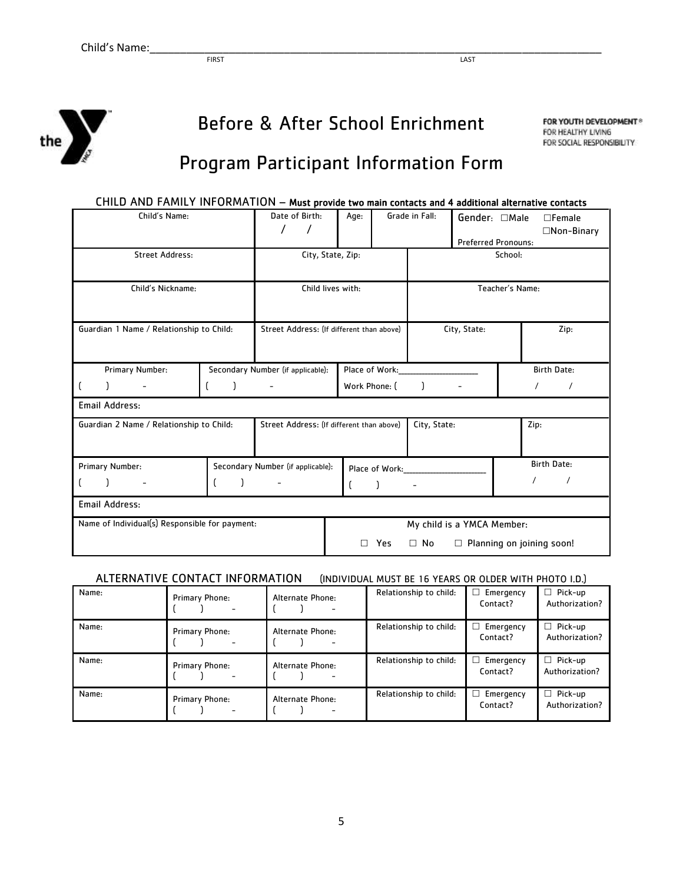Child's Name:\_\_\_\_\_\_\_\_\_\_\_\_\_\_\_\_\_\_\_\_\_\_\_\_\_\_\_\_\_\_\_\_\_\_\_\_\_\_\_\_\_\_\_\_\_\_\_\_\_\_\_\_
FIRST LAST

FOR YOUTH DEVELOPMENT®
FOR HEALTHY LIVING
FOR SOCIAL RESPONSIBILITY

# Before & After School Enrichment

# Program Participant Information Form

## CHILD AND FAMILY INFORMATION – **Must provide two main contacts and 4 additional alternative contacts**

| Child's Name: | Date of Birth: / / | Age: | Grade in Fall: | Gender: ☐Male ☐Female ☐Non-Binary<br>Preferred Pronouns: |
|---|---|---|---|---|
| Street Address: | City, State, Zip: | | School: | |
| Child's Nickname: | Child lives with: | | Teacher's Name: | |

| Guardian 1 Name / Relationship to Child: | Street Address: (If different than above) | City, State: | Zip: |
|---|---|---|---|
| Primary Number: ( ) - | Secondary Number (if applicable): ( ) - | Place of Work:\_\_\_\_\_\_\_\_\_\_\_\_\_<br>Work Phone: ( ) - | Birth Date: / / |
| Email Address: | | | |

| Guardian 2 Name / Relationship to Child: | Street Address: (If different than above) | City, State: | Zip: |
|---|---|---|---|
| Primary Number: ( ) - | Secondary Number (if applicable): ( ) - | Place of Work:\_\_\_\_\_\_\_\_\_\_\_\_\_<br>( ) - | Birth Date: / / |
| Email Address: | | | |

| Name of Individual(s) Responsible for payment: | My child is a YMCA Member:<br>☐ Yes ☐ No ☐ Planning on joining soon! |
|---|---|

## ALTERNATIVE CONTACT INFORMATION (INDIVIDUAL MUST BE 16 YEARS OR OLDER WITH PHOTO I.D.)

| Name: | Primary Phone: | Alternate Phone: | Relationship to child: | ☐ Emergency Contact? | ☐ Pick-up Authorization? |
|---|---|---|---|---|---|
| Name: | Primary Phone: ( ) - | Alternate Phone: ( ) - | Relationship to child: | ☐ Emergency Contact? | ☐ Pick-up Authorization? |
| Name: | Primary Phone: ( ) - | Alternate Phone: ( ) - | Relationship to child: | ☐ Emergency Contact? | ☐ Pick-up Authorization? |
| Name: | Primary Phone: ( ) - | Alternate Phone: ( ) - | Relationship to child: | ☐ Emergency Contact? | ☐ Pick-up Authorization? |
| Name: | Primary Phone: ( ) - | Alternate Phone: ( ) - | Relationship to child: | ☐ Emergency Contact? | ☐ Pick-up Authorization? |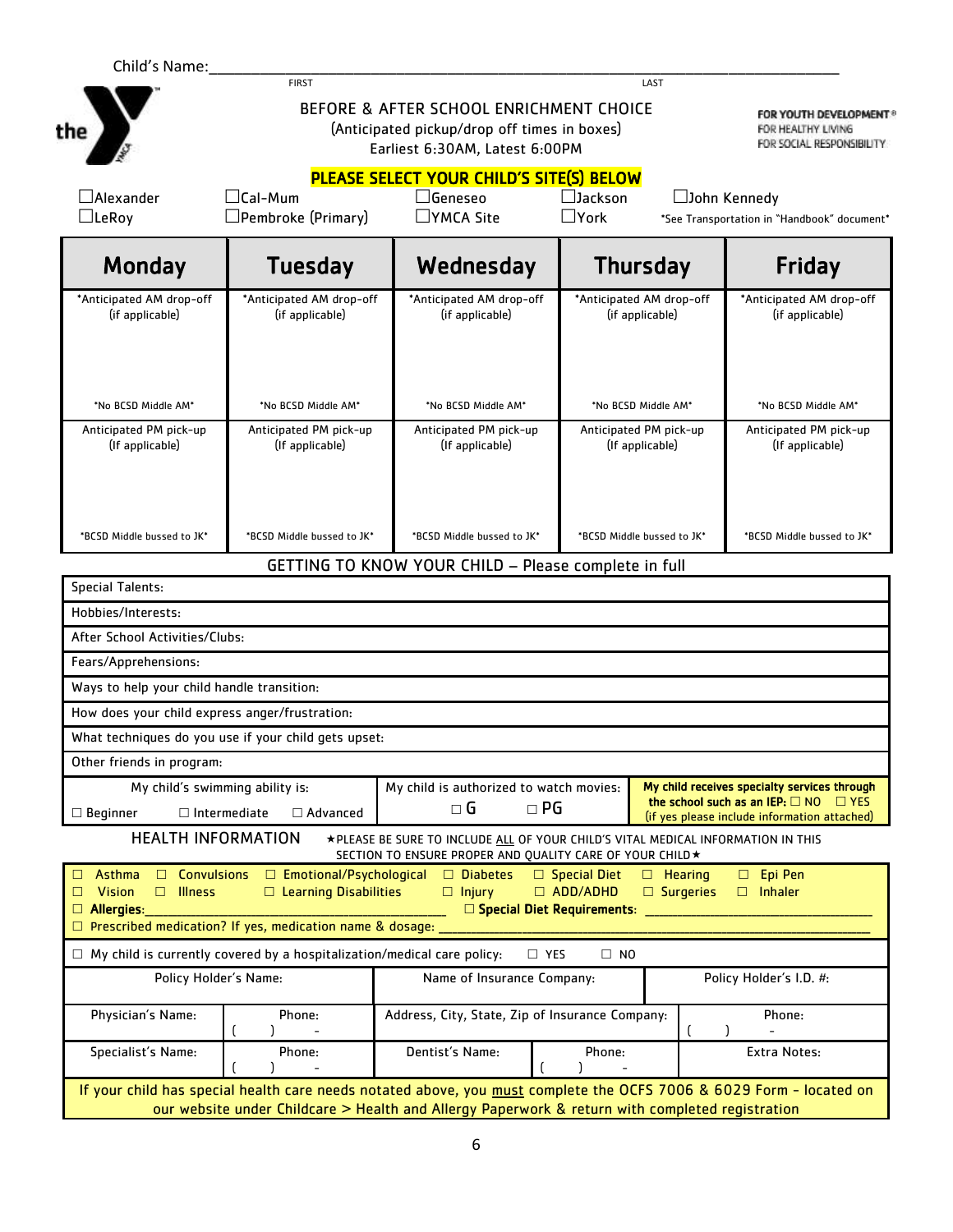Child's Name:_______________________________________________
FIRST LAST

the Y YMCA

**BEFORE & AFTER SCHOOL ENRICHMENT CHOICE**
(Anticipated pickup/drop off times in boxes)
Earliest 6:30AM, Latest 6:00PM

FOR YOUTH DEVELOPMENT®
FOR HEALTHY LIVING
FOR SOCIAL RESPONSIBILITY

**PLEASE SELECT YOUR CHILD'S SITE(S) BELOW**

☐Alexander ☐Cal-Mum ☐Geneseo ☐Jackson ☐John Kennedy
☐LeRoy ☐Pembroke (Primary) ☐YMCA Site ☐York *See Transportation in "Handbook" document*

| Monday | Tuesday | Wednesday | Thursday | Friday |
|---|---|---|---|---|
| *Anticipated AM drop-off (if applicable)<br><br>*No BCSD Middle AM* | *Anticipated AM drop-off (if applicable)<br><br>*No BCSD Middle AM* | *Anticipated AM drop-off (if applicable)<br><br>*No BCSD Middle AM* | *Anticipated AM drop-off (if applicable)<br><br>*No BCSD Middle AM* | *Anticipated AM drop-off (if applicable)<br><br>*No BCSD Middle AM* |
| Anticipated PM pick-up (If applicable)<br><br>*BCSD Middle bussed to JK* | Anticipated PM pick-up (If applicable)<br><br>*BCSD Middle bussed to JK* | Anticipated PM pick-up (If applicable)<br><br>*BCSD Middle bussed to JK* | Anticipated PM pick-up (If applicable)<br><br>*BCSD Middle bussed to JK* | Anticipated PM pick-up (If applicable)<br><br>*BCSD Middle bussed to JK* |

## GETTING TO KNOW YOUR CHILD – Please complete in full

Special Talents:

Hobbies/Interests:

After School Activities/Clubs:

Fears/Apprehensions:

Ways to help your child handle transition:

How does your child express anger/frustration:

What techniques do you use if your child gets upset:

Other friends in program:

| My child's swimming ability is: | My child is authorized to watch movies: | **My child receives specialty services through the school such as an IEP:** ☐ NO ☐ YES (if yes please include information attached) |
|---|---|---|
| ☐ Beginner ☐ Intermediate ☐ Advanced | ☐ G ☐ PG | |

## HEALTH INFORMATION

★PLEASE BE SURE TO INCLUDE ALL OF YOUR CHILD'S VITAL MEDICAL INFORMATION IN THIS SECTION TO ENSURE PROPER AND QUALITY CARE OF YOUR CHILD★

☐ Asthma ☐ Convulsions ☐ Emotional/Psychological ☐ Diabetes ☐ Special Diet ☐ Hearing ☐ Epi Pen
☐ Vision ☐ Illness ☐ Learning Disabilities ☐ Injury ☐ ADD/ADHD ☐ Surgeries ☐ Inhaler
☐ **Allergies:**_______________________ ☐ **Special Diet Requirements:** _______________________
☐ Prescribed medication? If yes, medication name & dosage: _______________________

☐ My child is currently covered by a hospitalization/medical care policy: ☐ YES ☐ NO

| Policy Holder's Name: | | Name of Insurance Company: | | Policy Holder's I.D. #: |
|---|---|---|---|---|
| Physician's Name: | Phone: ( ) - | Address, City, State, Zip of Insurance Company: | | Phone: ( ) - |
| Specialist's Name: | Phone: ( ) - | Dentist's Name: | Phone: ( ) - | Extra Notes: |

If your child has special health care needs notated above, you must complete the OCFS 7006 & 6029 Form - located on our website under Childcare > Health and Allergy Paperwork & return with completed registration